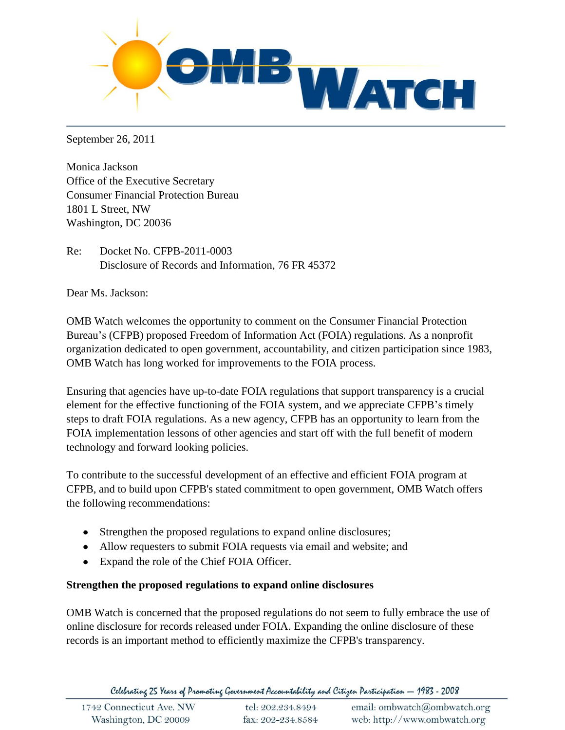September 26, 2011

Monica Jackson
Office of the Executive Secretary
Consumer Financial Protection Bureau
1801 L Street, NW
Washington, DC 20036

Re: Docket No. CFPB-2011-0003
Disclosure of Records and Information, 76 FR 45372

Dear Ms. Jackson:

OMB Watch welcomes the opportunity to comment on the Consumer Financial Protection Bureau's (CFPB) proposed Freedom of Information Act (FOIA) regulations. As a nonprofit organization dedicated to open government, accountability, and citizen participation since 1983, OMB Watch has long worked for improvements to the FOIA process.

Ensuring that agencies have up-to-date FOIA regulations that support transparency is a crucial element for the effective functioning of the FOIA system, and we appreciate CFPB's timely steps to draft FOIA regulations. As a new agency, CFPB has an opportunity to learn from the FOIA implementation lessons of other agencies and start off with the full benefit of modern technology and forward looking policies.

To contribute to the successful development of an effective and efficient FOIA program at CFPB, and to build upon CFPB's stated commitment to open government, OMB Watch offers the following recommendations:

- Strengthen the proposed regulations to expand online disclosures;
- Allow requesters to submit FOIA requests via email and website; and
- Expand the role of the Chief FOIA Officer.

**Strengthen the proposed regulations to expand online disclosures**

OMB Watch is concerned that the proposed regulations do not seem to fully embrace the use of online disclosure for records released under FOIA. Expanding the online disclosure of these records is an important method to efficiently maximize the CFPB's transparency.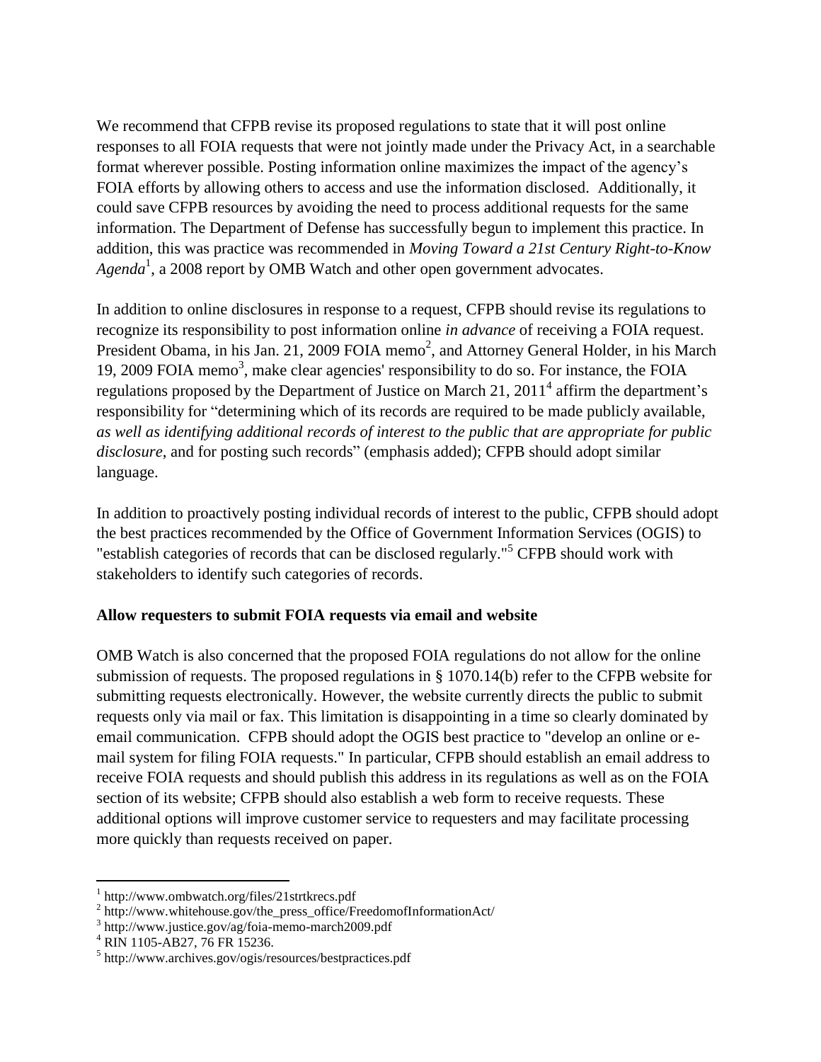We recommend that CFPB revise its proposed regulations to state that it will post online responses to all FOIA requests that were not jointly made under the Privacy Act, in a searchable format wherever possible. Posting information online maximizes the impact of the agency's FOIA efforts by allowing others to access and use the information disclosed. Additionally, it could save CFPB resources by avoiding the need to process additional requests for the same information. The Department of Defense has successfully begun to implement this practice. In addition, this was practice was recommended in *Moving Toward a 21st Century Right-to-Know Agenda*[1], a 2008 report by OMB Watch and other open government advocates.

In addition to online disclosures in response to a request, CFPB should revise its regulations to recognize its responsibility to post information online *in advance* of receiving a FOIA request. President Obama, in his Jan. 21, 2009 FOIA memo[2], and Attorney General Holder, in his March 19, 2009 FOIA memo[3], make clear agencies' responsibility to do so. For instance, the FOIA regulations proposed by the Department of Justice on March 21, 2011[4] affirm the department's responsibility for "determining which of its records are required to be made publicly available, *as well as identifying additional records of interest to the public that are appropriate for public disclosure*, and for posting such records" (emphasis added); CFPB should adopt similar language.

In addition to proactively posting individual records of interest to the public, CFPB should adopt the best practices recommended by the Office of Government Information Services (OGIS) to "establish categories of records that can be disclosed regularly."[5] CFPB should work with stakeholders to identify such categories of records.

**Allow requesters to submit FOIA requests via email and website**

OMB Watch is also concerned that the proposed FOIA regulations do not allow for the online submission of requests. The proposed regulations in § 1070.14(b) refer to the CFPB website for submitting requests electronically. However, the website currently directs the public to submit requests only via mail or fax. This limitation is disappointing in a time so clearly dominated by email communication. CFPB should adopt the OGIS best practice to "develop an online or e-mail system for filing FOIA requests." In particular, CFPB should establish an email address to receive FOIA requests and should publish this address in its regulations as well as on the FOIA section of its website; CFPB should also establish a web form to receive requests. These additional options will improve customer service to requesters and may facilitate processing more quickly than requests received on paper.

---

[1] http://www.ombwatch.org/files/21strtkrecs.pdf

[2] http://www.whitehouse.gov/the_press_office/FreedomofInformationAct/

[3] http://www.justice.gov/ag/foia-memo-march2009.pdf

[4] RIN 1105-AB27, 76 FR 15236.

[5] http://www.archives.gov/ogis/resources/bestpractices.pdf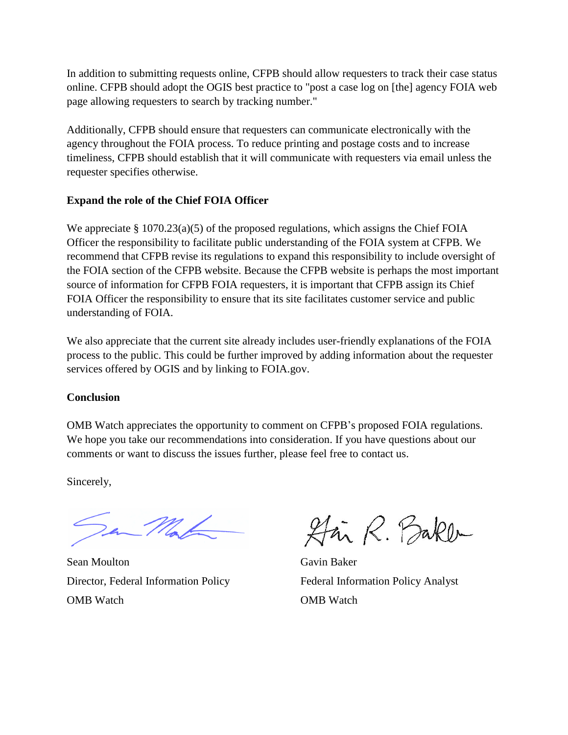In addition to submitting requests online, CFPB should allow requesters to track their case status online. CFPB should adopt the OGIS best practice to "post a case log on [the] agency FOIA web page allowing requesters to search by tracking number."

Additionally, CFPB should ensure that requesters can communicate electronically with the agency throughout the FOIA process. To reduce printing and postage costs and to increase timeliness, CFPB should establish that it will communicate with requesters via email unless the requester specifies otherwise.

**Expand the role of the Chief FOIA Officer**

We appreciate § 1070.23(a)(5) of the proposed regulations, which assigns the Chief FOIA Officer the responsibility to facilitate public understanding of the FOIA system at CFPB. We recommend that CFPB revise its regulations to expand this responsibility to include oversight of the FOIA section of the CFPB website. Because the CFPB website is perhaps the most important source of information for CFPB FOIA requesters, it is important that CFPB assign its Chief FOIA Officer the responsibility to ensure that its site facilitates customer service and public understanding of FOIA.

We also appreciate that the current site already includes user-friendly explanations of the FOIA process to the public. This could be further improved by adding information about the requester services offered by OGIS and by linking to FOIA.gov.

**Conclusion**

OMB Watch appreciates the opportunity to comment on CFPB's proposed FOIA regulations. We hope you take our recommendations into consideration. If you have questions about our comments or want to discuss the issues further, please feel free to contact us.

Sincerely,

Sean Moulton
Director, Federal Information Policy
OMB Watch

Gavin Baker
Federal Information Policy Analyst
OMB Watch